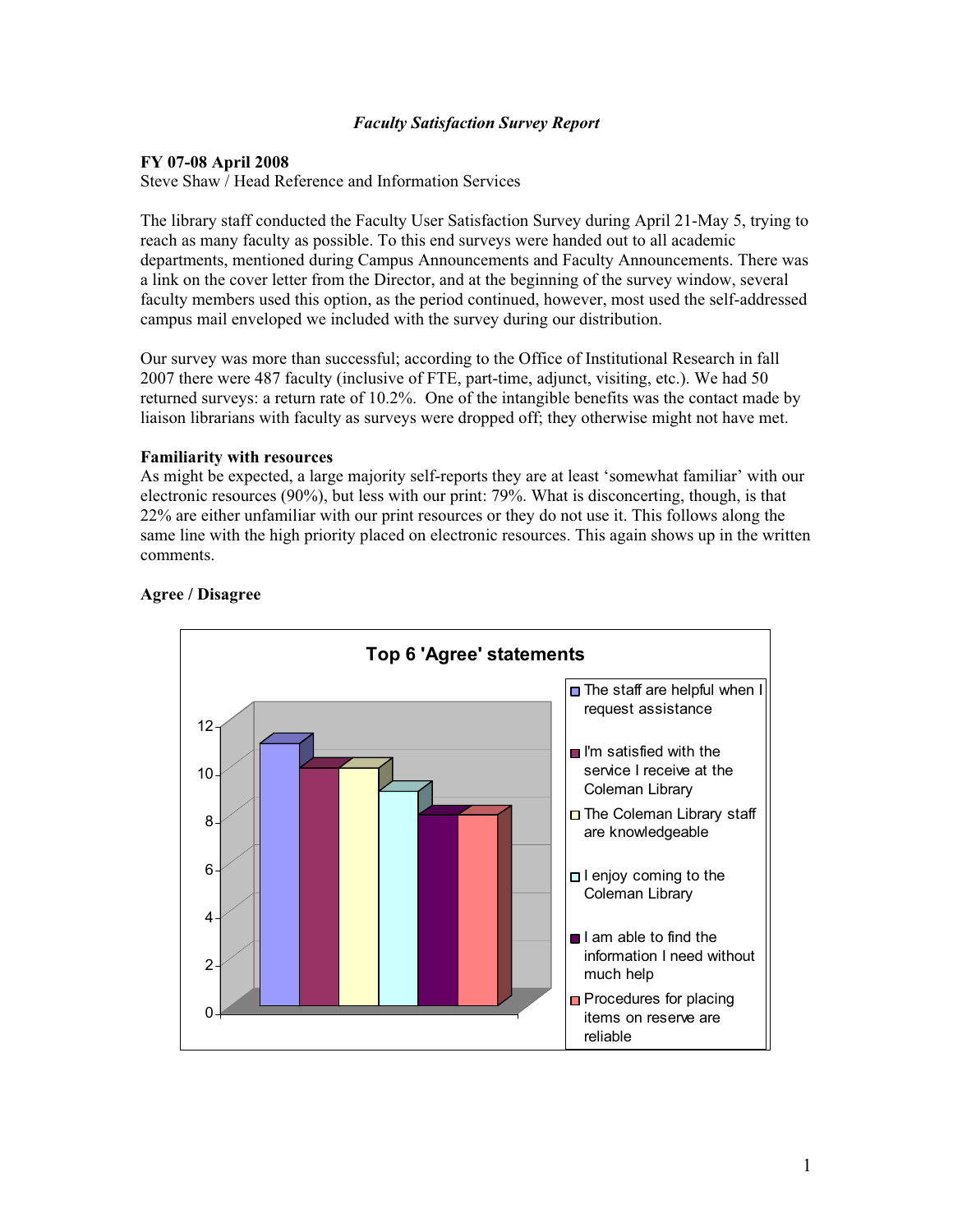*Faculty Satisfaction Survey Report*

**FY 07-08 April 2008**
Steve Shaw / Head Reference and Information Services

The library staff conducted the Faculty User Satisfaction Survey during April 21-May 5, trying to reach as many faculty as possible. To this end surveys were handed out to all academic departments, mentioned during Campus Announcements and Faculty Announcements. There was a link on the cover letter from the Director, and at the beginning of the survey window, several faculty members used this option, as the period continued, however, most used the self-addressed campus mail enveloped we included with the survey during our distribution.

Our survey was more than successful; according to the Office of Institutional Research in fall 2007 there were 487 faculty (inclusive of FTE, part-time, adjunct, visiting, etc.). We had 50 returned surveys: a return rate of 10.2%. One of the intangible benefits was the contact made by liaison librarians with faculty as surveys were dropped off; they otherwise might not have met.

**Familiarity with resources**
As might be expected, a large majority self-reports they are at least 'somewhat familiar' with our electronic resources (90%), but less with our print: 79%. What is disconcerting, though, is that 22% are either unfamiliar with our print resources or they do not use it. This follows along the same line with the high priority placed on electronic resources. This again shows up in the written comments.

**Agree / Disagree**

**Top 6 'Agree' statements**

| Statement | Value |
| --- | --- |
| The staff are helpful when I request assistance | 11 |
| I'm satisfied with the service I receive at the Coleman Library | 10 |
| The Coleman Library staff are knowledgeable | 10 |
| I enjoy coming to the Coleman Library | 9 |
| I am able to find the information I need without much help | 8 |
| Procedures for placing items on reserve are reliable | 8 |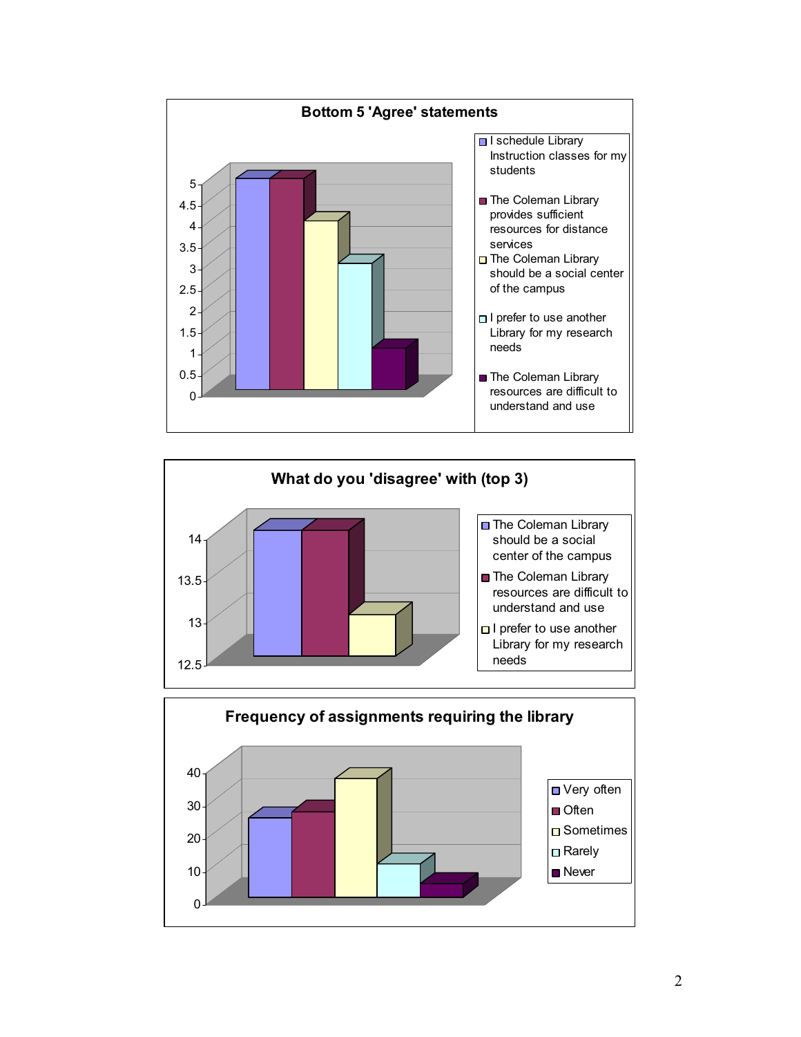**Bottom 5 'Agree' statements**

| Statement | Value |
|---|---|
| I schedule Library Instruction classes for my students | 5 |
| The Coleman Library provides sufficient resources for distance services | 5 |
| The Coleman Library should be a social center of the campus | 4 |
| I prefer to use another Library for my research needs | 3 |
| The Coleman Library resources are difficult to understand and use | 1 |

**What do you 'disagree' with (top 3)**

| Statement | Value |
|---|---|
| The Coleman Library should be a social center of the campus | 14 |
| The Coleman Library resources are difficult to understand and use | 14 |
| I prefer to use another Library for my research needs | 13 |

**Frequency of assignments requiring the library**

| Frequency | Value |
|---|---|
| Very often | 24 |
| Often | 26 |
| Sometimes | 36 |
| Rarely | 10 |
| Never | 4 |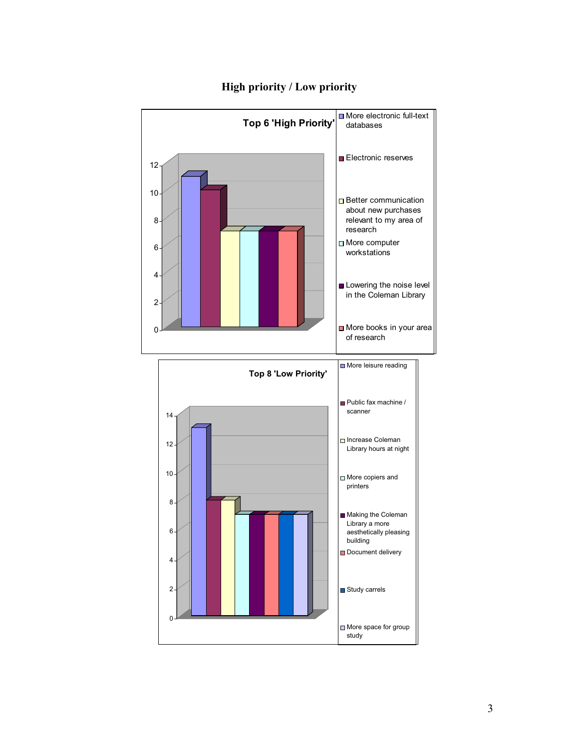# High priority / Low priority

**Top 6 'High Priority'**

| Item | Value |
|---|---|
| More electronic full-text databases | 11 |
| Electronic reserves | 10 |
| Better communication about new purchases relevant to my area of research | 7 |
| More computer workstations | 7 |
| Lowering the noise level in the Coleman Library | 7 |
| More books in your area of research | 7 |

**Top 8 'Low Priority'**

| Item | Value |
|---|---|
| More leisure reading | 13 |
| Public fax machine / scanner | 8 |
| Increase Coleman Library hours at night | 8 |
| More copiers and printers | 7 |
| Making the Coleman Library a more aesthetically pleasing building | 7 |
| Document delivery | 7 |
| Study carrels | 7 |
| More space for group study | 7 |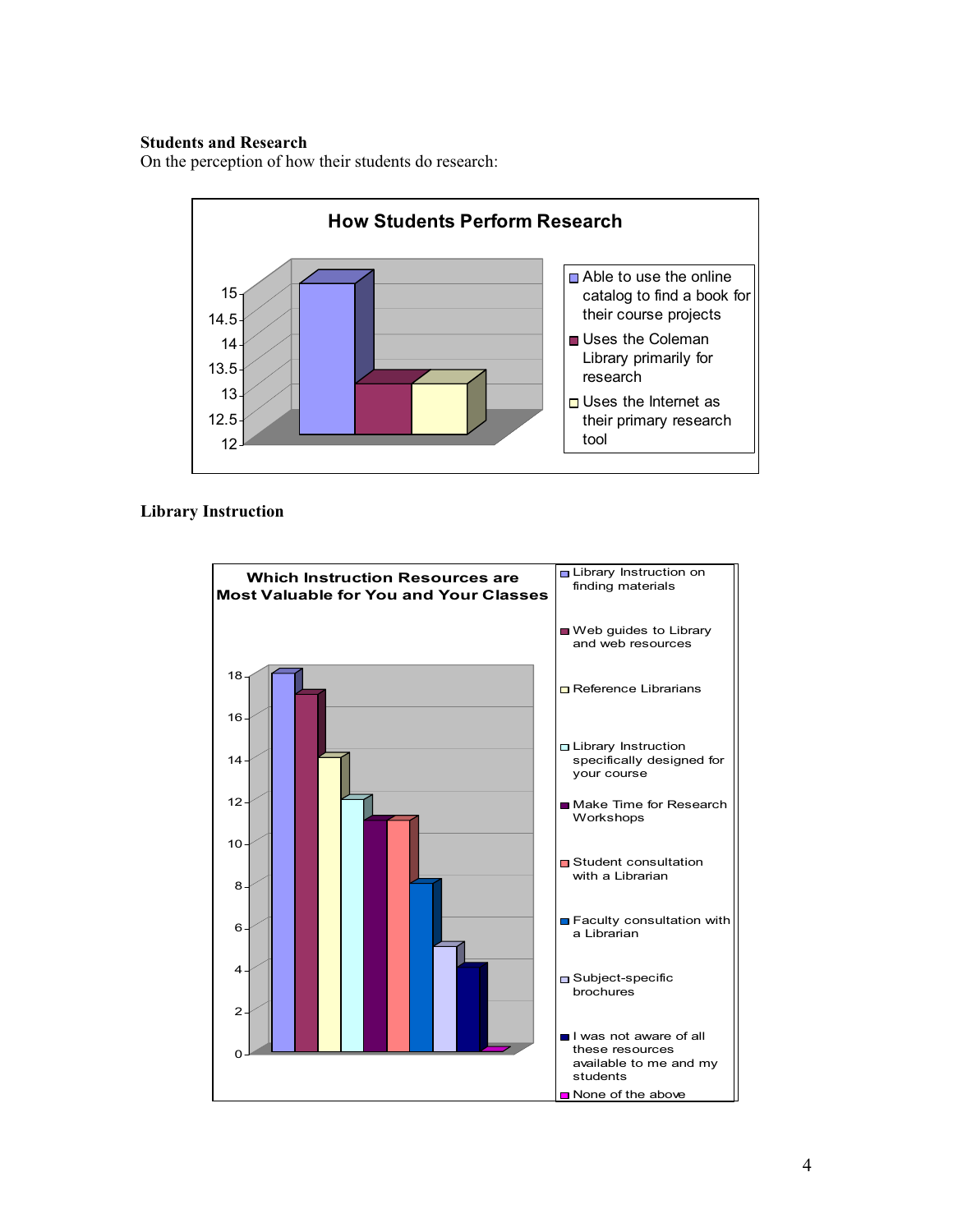**Students and Research**

On the perception of how their students do research:

**How Students Perform Research**

| Response | Value |
|---|---|
| Able to use the online catalog to find a book for their course projects | 15 |
| Uses the Coleman Library primarily for research | 13 |
| Uses the Internet as their primary research tool | 13 |

**Library Instruction**

**Which Instruction Resources are Most Valuable for You and Your Classes**

| Resource | Value |
|---|---|
| Library Instruction on finding materials | 18 |
| Web guides to Library and web resources | 17 |
| Reference Librarians | 14 |
| Library Instruction specifically designed for your course | 12 |
| Make Time for Research Workshops | 11 |
| Student consultation with a Librarian | 11 |
| Faculty consultation with a Librarian | 8 |
| Subject-specific brochures | 5 |
| I was not aware of all these resources available to me and my students | 4 |
| None of the above | 0 |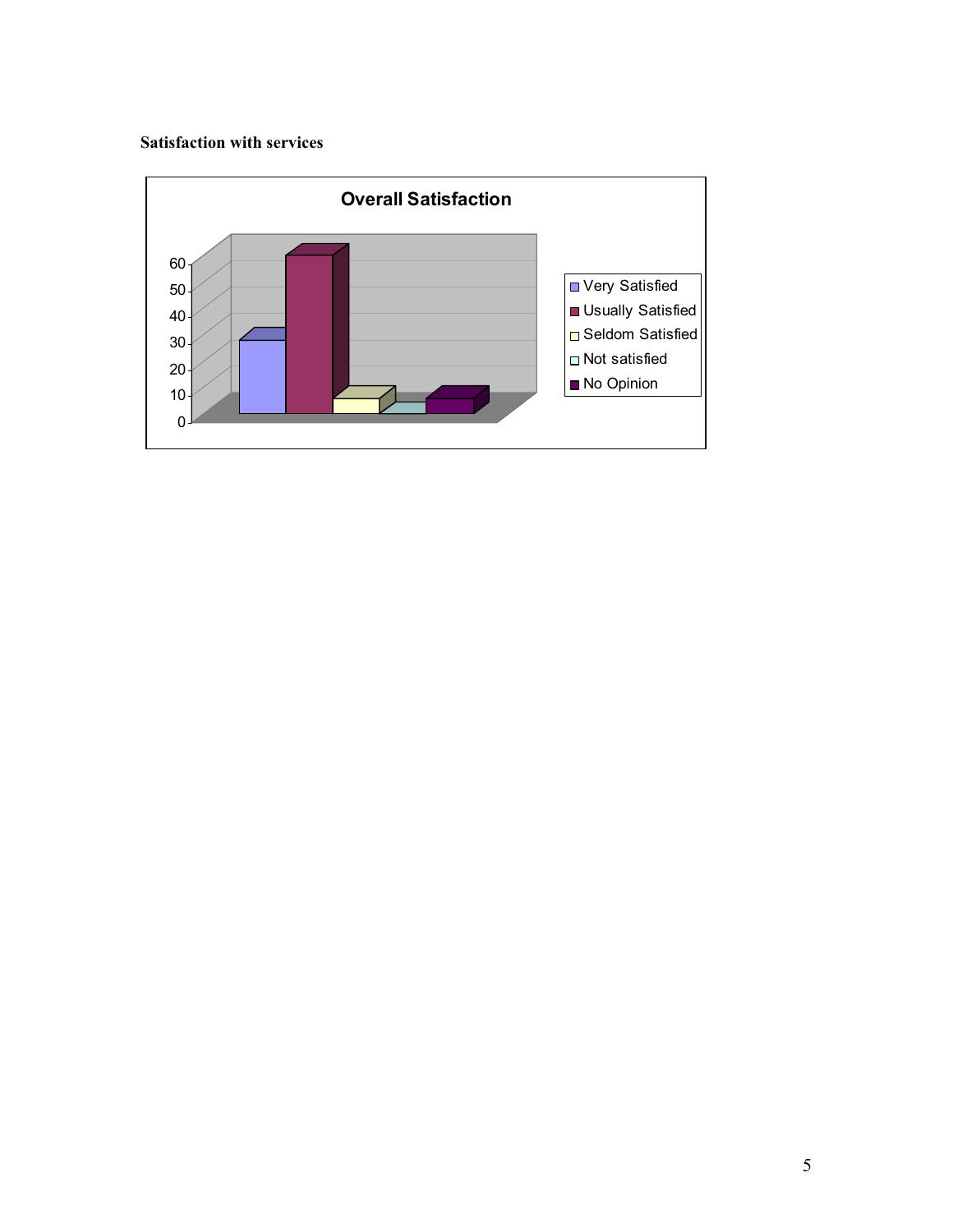**Satisfaction with services**

Overall Satisfaction

60
50
40
30
20
10
0

Very Satisfied
Usually Satisfied
Seldom Satisfied
Not satisfied
No Opinion